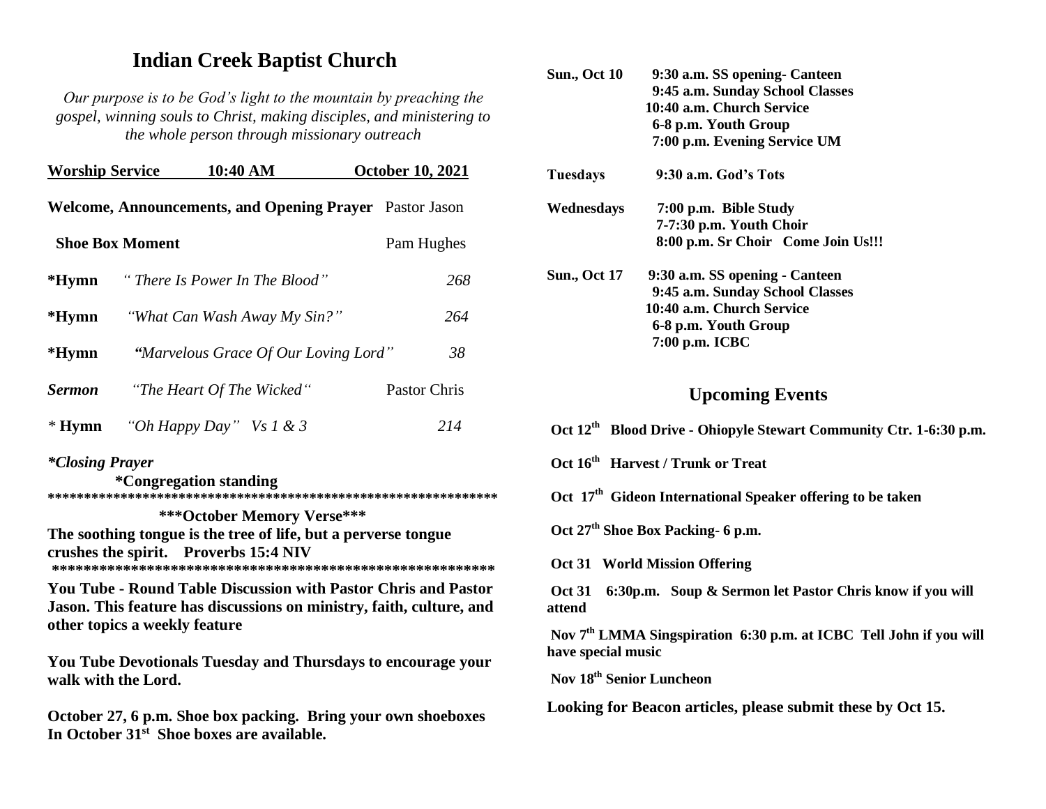# Indian Creek Baptist Church

*Our purpose is to be God's light to the mountain by preaching the gospel, winning souls to Christ, making disciples, and ministering to the whole person through missionary outreach*

| **Worship Service** | **10:40 AM** | **October 10, 2021** |
|---|---|---|
| **Welcome, Announcements, and Opening Prayer** | | Pastor Jason |
| **Shoe Box Moment** | | Pam Hughes |
| **\*Hymn** | *" There Is Power In The Blood"* | *268* |
| **\*Hymn** | *"What Can Wash Away My Sin?"* | *264* |
| **\*Hymn** | *"Marvelous Grace Of Our Loving Lord"* | *38* |
| ***Sermon*** | *"The Heart Of The Wicked"* | Pastor Chris |
| *\** **Hymn** | *"Oh Happy Day" Vs 1 & 3* | *214* |

***\*Closing Prayer***

**\*Congregation standing**

**\*\*\*\*\*\*\*\*\*\*\*\*\*\*\*\*\*\*\*\*\*\*\*\*\*\*\*\*\*\*\*\*\*\*\*\*\*\*\*\*\*\*\*\*\*\*\*\*\*\*\*\*\*\*\*\*\*\*\*\*\*\*\***

**\*\*\*October Memory Verse\*\*\***

**The soothing tongue is the tree of life, but a perverse tongue crushes the spirit. Proverbs 15:4 NIV**

**\*\*\*\*\*\*\*\*\*\*\*\*\*\*\*\*\*\*\*\*\*\*\*\*\*\*\*\*\*\*\*\*\*\*\*\*\*\*\*\*\*\*\*\*\*\*\*\*\*\*\*\*\*\*\*\*\*\*\*\*\***

**You Tube - Round Table Discussion with Pastor Chris and Pastor Jason. This feature has discussions on ministry, faith, culture, and other topics a weekly feature**

**You Tube Devotionals Tuesday and Thursdays to encourage your walk with the Lord.**

**October 27, 6 p.m. Shoe box packing. Bring your own shoeboxes In October 31st Shoe boxes are available.**

**Sun., Oct 10**
- **9:30 a.m. SS opening- Canteen**
- **9:45 a.m. Sunday School Classes**
- **10:40 a.m. Church Service**
- **6-8 p.m. Youth Group**
- **7:00 p.m. Evening Service UM**

**Tuesdays**
- **9:30 a.m. God's Tots**

**Wednesdays**
- **7:00 p.m. Bible Study**
- **7-7:30 p.m. Youth Choir**
- **8:00 p.m. Sr Choir Come Join Us!!!**

**Sun., Oct 17**
- **9:30 a.m. SS opening - Canteen**
- **9:45 a.m. Sunday School Classes**
- **10:40 a.m. Church Service**
- **6-8 p.m. Youth Group**
- **7:00 p.m. ICBC**

## Upcoming Events

**Oct 12th Blood Drive - Ohiopyle Stewart Community Ctr. 1-6:30 p.m.**

**Oct 16th Harvest / Trunk or Treat**

**Oct 17th Gideon International Speaker offering to be taken**

**Oct 27th Shoe Box Packing- 6 p.m.**

**Oct 31 World Mission Offering**

**Oct 31 6:30p.m. Soup & Sermon let Pastor Chris know if you will attend**

**Nov 7th LMMA Singspiration 6:30 p.m. at ICBC Tell John if you will have special music**

**Nov 18th Senior Luncheon**

**Looking for Beacon articles, please submit these by Oct 15.**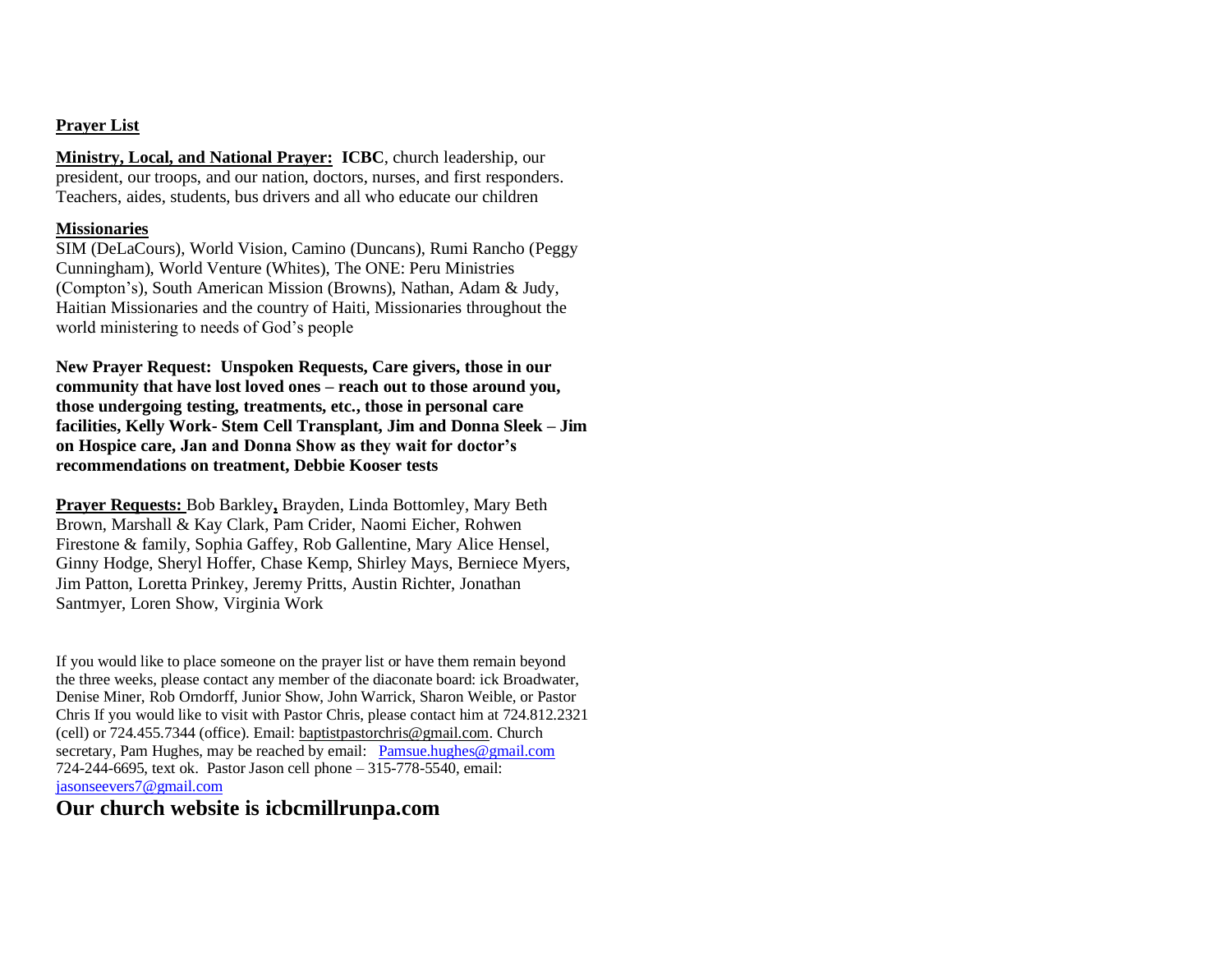**Prayer List**

**Ministry, Local, and National Prayer:** **ICBC**, church leadership, our president, our troops, and our nation, doctors, nurses, and first responders. Teachers, aides, students, bus drivers and all who educate our children

**Missionaries**

SIM (DeLaCours), World Vision, Camino (Duncans), Rumi Rancho (Peggy Cunningham), World Venture (Whites), The ONE: Peru Ministries (Compton's), South American Mission (Browns), Nathan, Adam & Judy, Haitian Missionaries and the country of Haiti, Missionaries throughout the world ministering to needs of God's people

**New Prayer Request: Unspoken Requests, Care givers, those in our community that have lost loved ones – reach out to those around you, those undergoing testing, treatments, etc., those in personal care facilities, Kelly Work- Stem Cell Transplant, Jim and Donna Sleek – Jim on Hospice care, Jan and Donna Show as they wait for doctor's recommendations on treatment, Debbie Kooser tests**

**Prayer Requests:** Bob Barkley**,** Brayden, Linda Bottomley, Mary Beth Brown, Marshall & Kay Clark, Pam Crider, Naomi Eicher, Rohwen Firestone & family, Sophia Gaffey, Rob Gallentine, Mary Alice Hensel, Ginny Hodge, Sheryl Hoffer, Chase Kemp, Shirley Mays, Berniece Myers, Jim Patton, Loretta Prinkey, Jeremy Pritts, Austin Richter, Jonathan Santmyer, Loren Show, Virginia Work

If you would like to place someone on the prayer list or have them remain beyond the three weeks, please contact any member of the diaconate board: ick Broadwater, Denise Miner, Rob Orndorff, Junior Show, John Warrick, Sharon Weible, or Pastor Chris If you would like to visit with Pastor Chris, please contact him at 724.812.2321 (cell) or 724.455.7344 (office). Email: baptistpastorchris@gmail.com. Church secretary, Pam Hughes, may be reached by email: Pamsue.hughes@gmail.com 724-244-6695, text ok. Pastor Jason cell phone – 315-778-5540, email: jasonseevers7@gmail.com

## Our church website is icbcmillrunpa.com